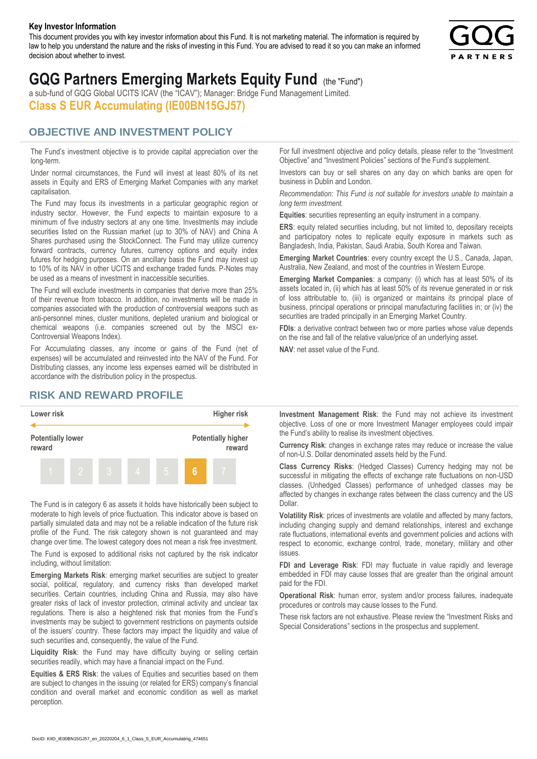**Key Investor Information**

This document provides you with key investor information about this Fund. It is not marketing material. The information is required by law to help you understand the nature and the risks of investing in this Fund. You are advised to read it so you can make an informed decision about whether to invest.

# GQG Partners Emerging Markets Equity Fund (the "Fund")

a sub-fund of GQG Global UCITS ICAV (the "ICAV"); Manager: Bridge Fund Management Limited.

## Class S EUR Accumulating (IE00BN15GJ57)

## OBJECTIVE AND INVESTMENT POLICY

The Fund's investment objective is to provide capital appreciation over the long-term.

Under normal circumstances, the Fund will invest at least 80% of its net assets in Equity and ERS of Emerging Market Companies with any market capitalisation.

The Fund may focus its investments in a particular geographic region or industry sector. However, the Fund expects to maintain exposure to a minimum of five industry sectors at any one time. Investments may include securities listed on the Russian market (up to 30% of NAV) and China A Shares purchased using the StockConnect. The Fund may utilize currency forward contracts, currency futures, currency options and equity index futures for hedging purposes. On an ancillary basis the Fund may invest up to 10% of its NAV in other UCITS and exchange traded funds. P-Notes may be used as a means of investment in inaccessible securities.

The Fund will exclude investments in companies that derive more than 25% of their revenue from tobacco. In addition, no investments will be made in companies associated with the production of controversial weapons such as anti-personnel mines, cluster munitions, depleted uranium and biological or chemical weapons (i.e. companies screened out by the MSCI ex-Controversial Weapons Index).

For Accumulating classes, any income or gains of the Fund (net of expenses) will be accumulated and reinvested into the NAV of the Fund. For Distributing classes, any income less expenses earned will be distributed in accordance with the distribution policy in the prospectus.

For full investment objective and policy details, please refer to the "Investment Objective" and "Investment Policies" sections of the Fund's supplement.

Investors can buy or sell shares on any day on which banks are open for business in Dublin and London.

*Recommendation: This Fund is not suitable for investors unable to maintain a long term investment.*

**Equities**: securities representing an equity instrument in a company.

**ERS**: equity related securities including, but not limited to, depositary receipts and participatory notes to replicate equity exposure in markets such as Bangladesh, India, Pakistan, Saudi Arabia, South Korea and Taiwan.

**Emerging Market Countries**: every country except the U.S., Canada, Japan, Australia, New Zealand, and most of the countries in Western Europe.

**Emerging Market Companies**: a company: (i) which has at least 50% of its assets located in, (ii) which has at least 50% of its revenue generated in or risk of loss attributable to, (iii) is organized or maintains its principal place of business, principal operations or principal manufacturing facilities in; or (iv) the securities are traded principally in an Emerging Market Country.

**FDIs**: a derivative contract between two or more parties whose value depends on the rise and fall of the relative value/price of an underlying asset.

**NAV**: net asset value of the Fund.

## RISK AND REWARD PROFILE

| Lower risk | | | | | | Higher risk |
|---|---|---|---|---|---|---|
| Potentially lower reward | | | | | | Potentially higher reward |
| 1 | 2 | 3 | 4 | 5 | **6** | 7 |

The Fund is in category 6 as assets it holds have historically been subject to moderate to high levels of price fluctuation. This indicator above is based on partially simulated data and may not be a reliable indication of the future risk profile of the Fund. The risk category shown is not guaranteed and may change over time. The lowest category does not mean a risk free investment.

The Fund is exposed to additional risks not captured by the risk indicator including, without limitation:

**Emerging Markets Risk**: emerging market securities are subject to greater social, political, regulatory, and currency risks than developed market securities. Certain countries, including China and Russia, may also have greater risks of lack of investor protection, criminal activity and unclear tax regulations. There is also a heightened risk that monies from the Fund's investments may be subject to government restrictions on payments outside of the issuers' country. These factors may impact the liquidity and value of such securities and, consequently, the value of the Fund.

**Liquidity Risk**: the Fund may have difficulty buying or selling certain securities readily, which may have a financial impact on the Fund.

**Equities & ERS Risk**: the values of Equities and securities based on them are subject to changes in the issuing (or related for ERS) company's financial condition and overall market and economic condition as well as market perception.

**Investment Management Risk**: the Fund may not achieve its investment objective. Loss of one or more Investment Manager employees could impair the Fund's ability to realise its investment objectives.

**Currency Risk**: changes in exchange rates may reduce or increase the value of non-U.S. Dollar denominated assets held by the Fund.

**Class Currency Risks**: (Hedged Classes) Currency hedging may not be successful in mitigating the effects of exchange rate fluctuations on non-USD classes. (Unhedged Classes) performance of unhedged classes may be affected by changes in exchange rates between the class currency and the US Dollar.

**Volatility Risk**: prices of investments are volatile and affected by many factors, including changing supply and demand relationships, interest and exchange rate fluctuations, international events and government policies and actions with respect to economic, exchange control, trade, monetary, military and other issues.

**FDI and Leverage Risk**: FDI may fluctuate in value rapidly and leverage embedded in FDI may cause losses that are greater than the original amount paid for the FDI.

**Operational Risk**: human error, system and/or process failures, inadequate procedures or controls may cause losses to the Fund.

These risk factors are not exhaustive. Please review the "Investment Risks and Special Considerations" sections in the prospectus and supplement.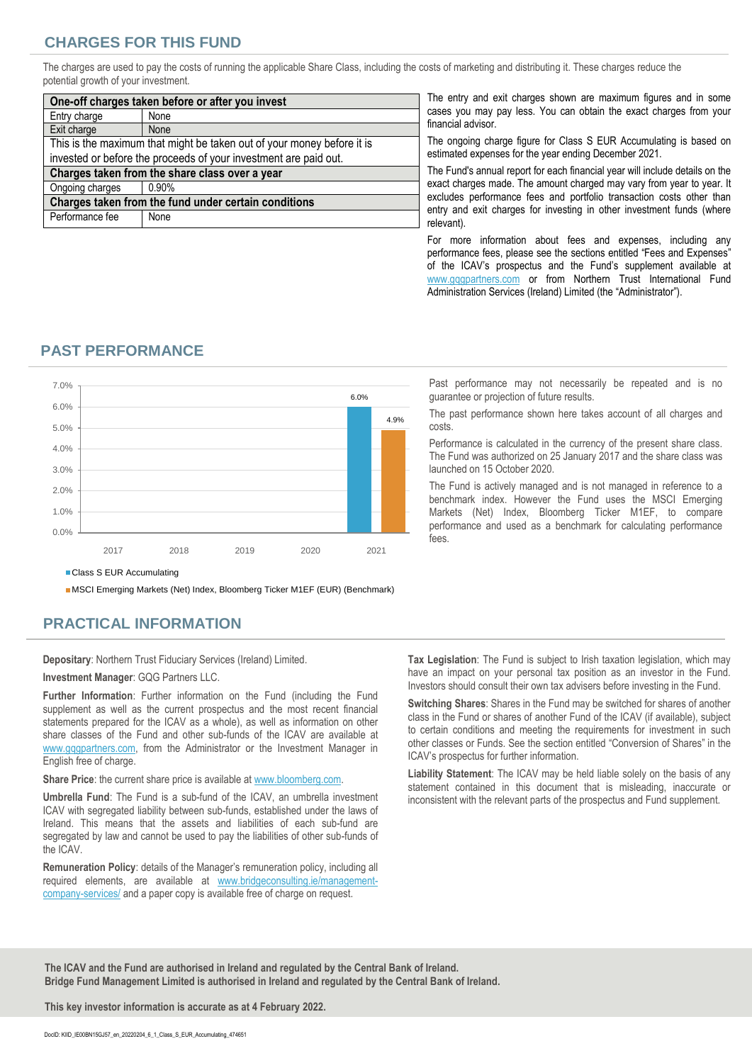## CHARGES FOR THIS FUND

The charges are used to pay the costs of running the applicable Share Class, including the costs of marketing and distributing it. These charges reduce the potential growth of your investment.

| One-off charges taken before or after you invest | |
|---|---|
| Entry charge | None |
| Exit charge | None |
| This is the maximum that might be taken out of your money before it is invested or before the proceeds of your investment are paid out. | |
| **Charges taken from the share class over a year** | |
| Ongoing charges | 0.90% |
| **Charges taken from the fund under certain conditions** | |
| Performance fee | None |

The entry and exit charges shown are maximum figures and in some cases you may pay less. You can obtain the exact charges from your financial advisor.

The ongoing charge figure for Class S EUR Accumulating is based on estimated expenses for the year ending December 2021.

The Fund's annual report for each financial year will include details on the exact charges made. The amount charged may vary from year to year. It excludes performance fees and portfolio transaction costs other than entry and exit charges for investing in other investment funds (where relevant).

For more information about fees and expenses, including any performance fees, please see the sections entitled "Fees and Expenses" of the ICAV's prospectus and the Fund's supplement available at www.gqgpartners.com or from Northern Trust International Fund Administration Services (Ireland) Limited (the "Administrator").

## PAST PERFORMANCE

7.0%
6.0%
5.0%
4.0%
3.0%
2.0%
1.0%
0.0%

2017
2018
2019
2020
2021

6.0%
4.9%

Class S EUR Accumulating

MSCI Emerging Markets (Net) Index, Bloomberg Ticker M1EF (EUR) (Benchmark)

Past performance may not necessarily be repeated and is no guarantee or projection of future results.

The past performance shown here takes account of all charges and costs.

Performance is calculated in the currency of the present share class. The Fund was authorized on 25 January 2017 and the share class was launched on 15 October 2020.

The Fund is actively managed and is not managed in reference to a benchmark index. However the Fund uses the MSCI Emerging Markets (Net) Index, Bloomberg Ticker M1EF, to compare performance and used as a benchmark for calculating performance fees.

## PRACTICAL INFORMATION

**Depositary**: Northern Trust Fiduciary Services (Ireland) Limited.

**Investment Manager**: GQG Partners LLC.

**Further Information**: Further information on the Fund (including the Fund supplement as well as the current prospectus and the most recent financial statements prepared for the ICAV as a whole), as well as information on other share classes of the Fund and other sub-funds of the ICAV are available at www.gqgpartners.com, from the Administrator or the Investment Manager in English free of charge.

**Share Price**: the current share price is available at www.bloomberg.com.

**Umbrella Fund**: The Fund is a sub-fund of the ICAV, an umbrella investment ICAV with segregated liability between sub-funds, established under the laws of Ireland. This means that the assets and liabilities of each sub-fund are segregated by law and cannot be used to pay the liabilities of other sub-funds of the ICAV.

**Remuneration Policy**: details of the Manager's remuneration policy, including all required elements, are available at www.bridgeconsulting.ie/management-company-services/ and a paper copy is available free of charge on request.

**Tax Legislation**: The Fund is subject to Irish taxation legislation, which may have an impact on your personal tax position as an investor in the Fund. Investors should consult their own tax advisers before investing in the Fund.

**Switching Shares**: Shares in the Fund may be switched for shares of another class in the Fund or shares of another Fund of the ICAV (if available), subject to certain conditions and meeting the requirements for investment in such other classes or Funds. See the section entitled "Conversion of Shares" in the ICAV's prospectus for further information.

**Liability Statement**: The ICAV may be held liable solely on the basis of any statement contained in this document that is misleading, inaccurate or inconsistent with the relevant parts of the prospectus and Fund supplement.

**The ICAV and the Fund are authorised in Ireland and regulated by the Central Bank of Ireland.**
**Bridge Fund Management Limited is authorised in Ireland and regulated by the Central Bank of Ireland.**

**This key investor information is accurate as at 4 February 2022.**

DocID: KIID_IE00BN15GJ57_en_20220204_6_1_Class_S_EUR_Accumulating_474651